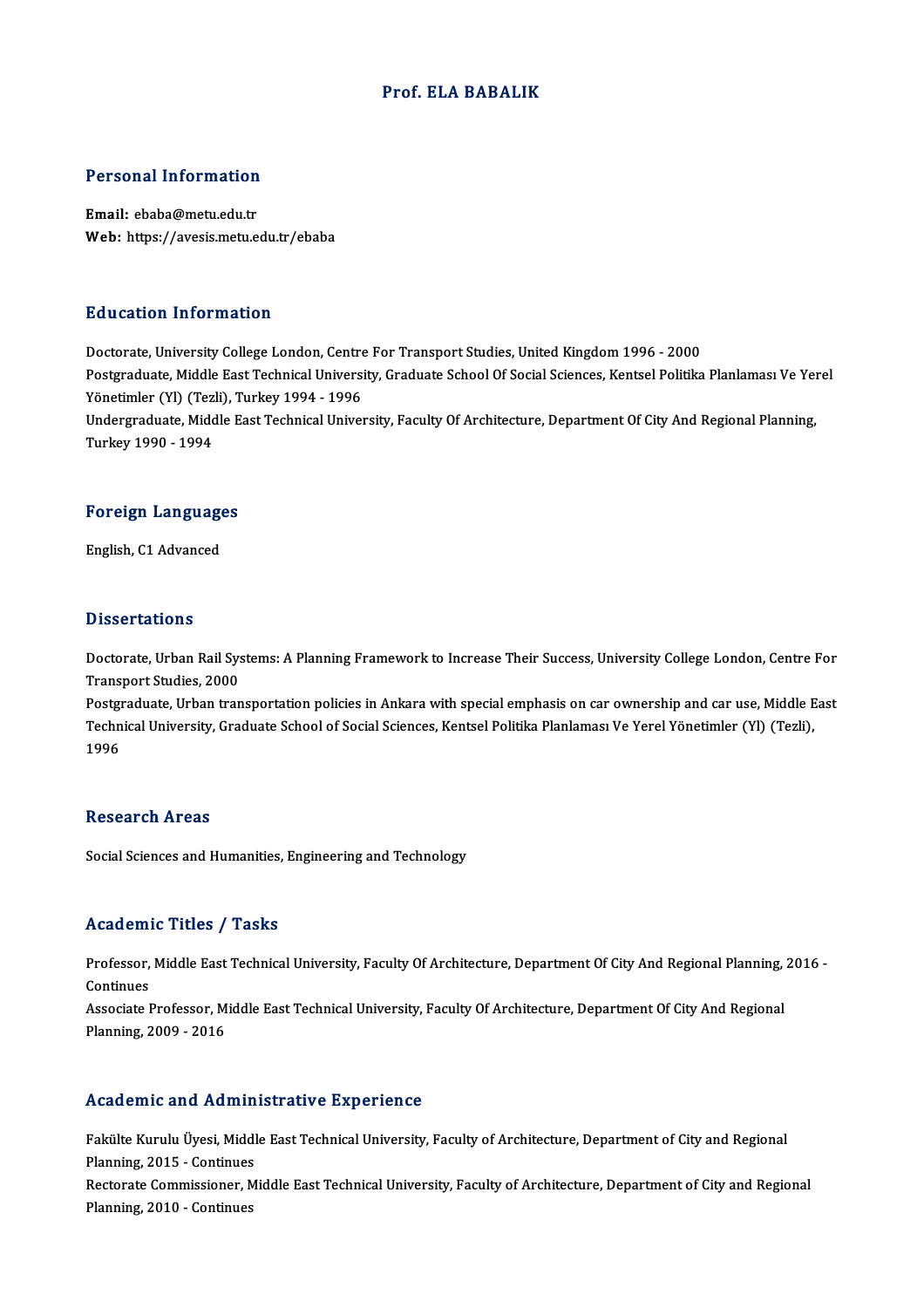# Prof. ELA BABALIK

## Personal Information

**Email:** ebaba@metu.edu.tr
**Web:** https://avesis.metu.edu.tr/ebaba

## Education Information

Doctorate, University College London, Centre For Transport Studies, United Kingdom 1996 - 2000
Postgraduate, Middle East Technical University, Graduate School Of Social Sciences, Kentsel Politika Planlaması Ve Yerel Yönetimler (Yl) (Tezli), Turkey 1994 - 1996
Undergraduate, Middle East Technical University, Faculty Of Architecture, Department Of City And Regional Planning, Turkey 1990 - 1994

## Foreign Languages

English, C1 Advanced

## Dissertations

Doctorate, Urban Rail Systems: A Planning Framework to Increase Their Success, University College London, Centre For Transport Studies, 2000
Postgraduate, Urban transportation policies in Ankara with special emphasis on car ownership and car use, Middle East Technical University, Graduate School of Social Sciences, Kentsel Politika Planlaması Ve Yerel Yönetimler (Yl) (Tezli), 1996

## Research Areas

Social Sciences and Humanities, Engineering and Technology

## Academic Titles / Tasks

Professor, Middle East Technical University, Faculty Of Architecture, Department Of City And Regional Planning, 2016 - Continues
Associate Professor, Middle East Technical University, Faculty Of Architecture, Department Of City And Regional Planning, 2009 - 2016

## Academic and Administrative Experience

Fakülte Kurulu Üyesi, Middle East Technical University, Faculty of Architecture, Department of City and Regional Planning, 2015 - Continues
Rectorate Commissioner, Middle East Technical University, Faculty of Architecture, Department of City and Regional Planning, 2010 - Continues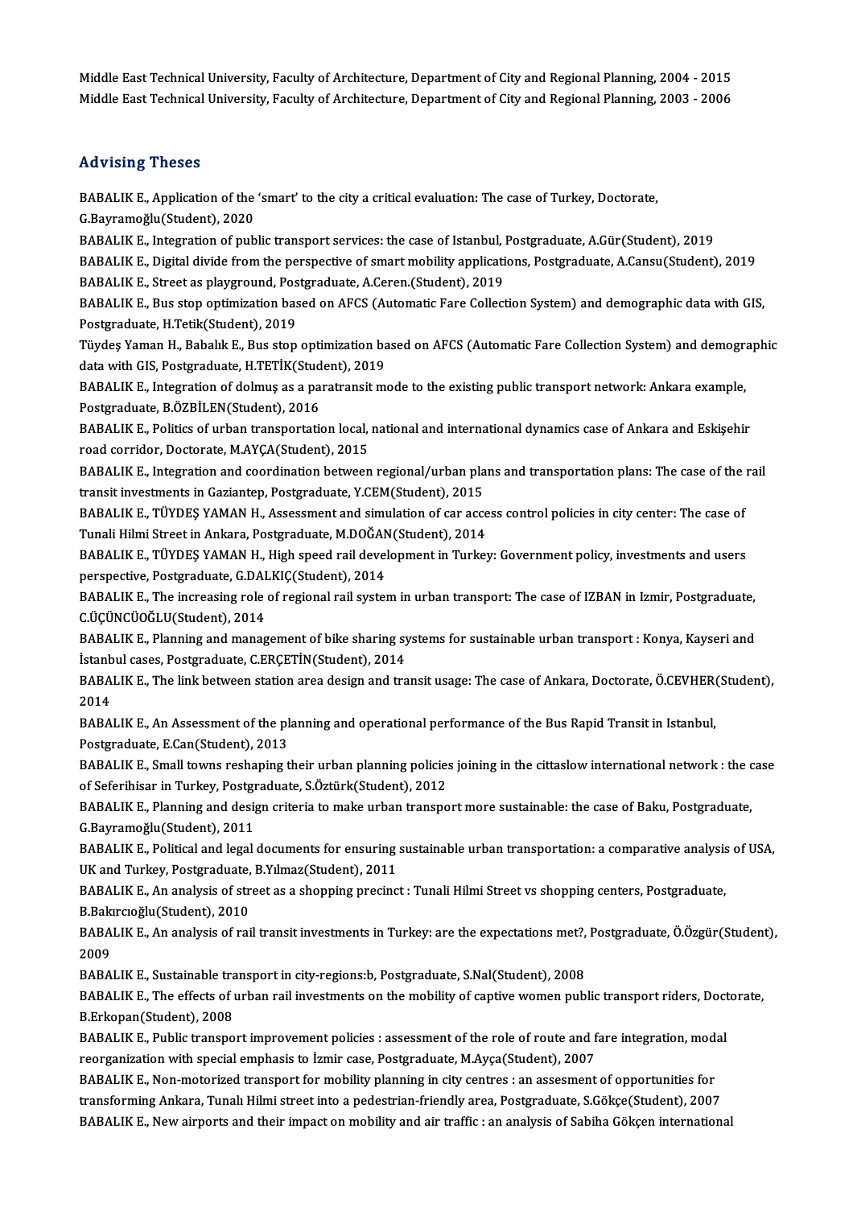Middle East Technical University, Faculty of Architecture, Department of City and Regional Planning, 2004 - 2015
Middle East Technical University, Faculty of Architecture, Department of City and Regional Planning, 2003 - 2006

## Advising Theses

BABALIK E., Application of the 'smart' to the city a critical evaluation: The case of Turkey, Doctorate, G.Bayramoğlu(Student), 2020

BABALIK E., Integration of public transport services: the case of Istanbul, Postgraduate, A.Gür(Student), 2019

BABALIK E., Digital divide from the perspective of smart mobility applications, Postgraduate, A.Cansu(Student), 2019

BABALIK E., Street as playground, Postgraduate, A.Ceren.(Student), 2019

BABALIK E., Bus stop optimization based on AFCS (Automatic Fare Collection System) and demographic data with GIS, Postgraduate, H.Tetik(Student), 2019

Tüydeş Yaman H., Babalık E., Bus stop optimization based on AFCS (Automatic Fare Collection System) and demographic data with GIS, Postgraduate, H.TETİK(Student), 2019

BABALIK E., Integration of dolmuş as a paratransit mode to the existing public transport network: Ankara example, Postgraduate, B.ÖZBİLEN(Student), 2016

BABALIK E., Politics of urban transportation local, national and international dynamics case of Ankara and Eskişehir road corridor, Doctorate, M.AYÇA(Student), 2015

BABALIK E., Integration and coordination between regional/urban plans and transportation plans: The case of the rail transit investments in Gaziantep, Postgraduate, Y.CEM(Student), 2015

BABALIK E., TÜYDEŞ YAMAN H., Assessment and simulation of car access control policies in city center: The case of Tunali Hilmi Street in Ankara, Postgraduate, M.DOĞAN(Student), 2014

BABALIK E., TÜYDEŞ YAMAN H., High speed rail development in Turkey: Government policy, investments and users perspective, Postgraduate, G.DALKIÇ(Student), 2014

BABALIK E., The increasing role of regional rail system in urban transport: The case of IZBAN in Izmir, Postgraduate, C.ÜÇÜNCÜOĞLU(Student), 2014

BABALIK E., Planning and management of bike sharing systems for sustainable urban transport : Konya, Kayseri and İstanbul cases, Postgraduate, C.ERÇETİN(Student), 2014

BABALIK E., The link between station area design and transit usage: The case of Ankara, Doctorate, Ö.CEVHER(Student), 2014

BABALIK E., An Assessment of the planning and operational performance of the Bus Rapid Transit in Istanbul, Postgraduate, E.Can(Student), 2013

BABALIK E., Small towns reshaping their urban planning policies joining in the cittaslow international network : the case of Seferihisar in Turkey, Postgraduate, S.Öztürk(Student), 2012

BABALIK E., Planning and design criteria to make urban transport more sustainable: the case of Baku, Postgraduate, G.Bayramoğlu(Student), 2011

BABALIK E., Political and legal documents for ensuring sustainable urban transportation: a comparative analysis of USA, UK and Turkey, Postgraduate, B.Yılmaz(Student), 2011

BABALIK E., An analysis of street as a shopping precinct : Tunali Hilmi Street vs shopping centers, Postgraduate, B.Bakırcıoğlu(Student), 2010

BABALIK E., An analysis of rail transit investments in Turkey: are the expectations met?, Postgraduate, Ö.Özgür(Student), 2009

BABALIK E., Sustainable transport in city-regions:b, Postgraduate, S.Nal(Student), 2008

BABALIK E., The effects of urban rail investments on the mobility of captive women public transport riders, Doctorate, B.Erkopan(Student), 2008

BABALIK E., Public transport improvement policies : assessment of the role of route and fare integration, modal reorganization with special emphasis to İzmir case, Postgraduate, M.Ayça(Student), 2007

BABALIK E., Non-motorized transport for mobility planning in city centres : an assesment of opportunities for transforming Ankara, Tunalı Hilmi street into a pedestrian-friendly area, Postgraduate, S.Gökçe(Student), 2007

BABALIK E., New airports and their impact on mobility and air traffic : an analysis of Sabiha Gökçen international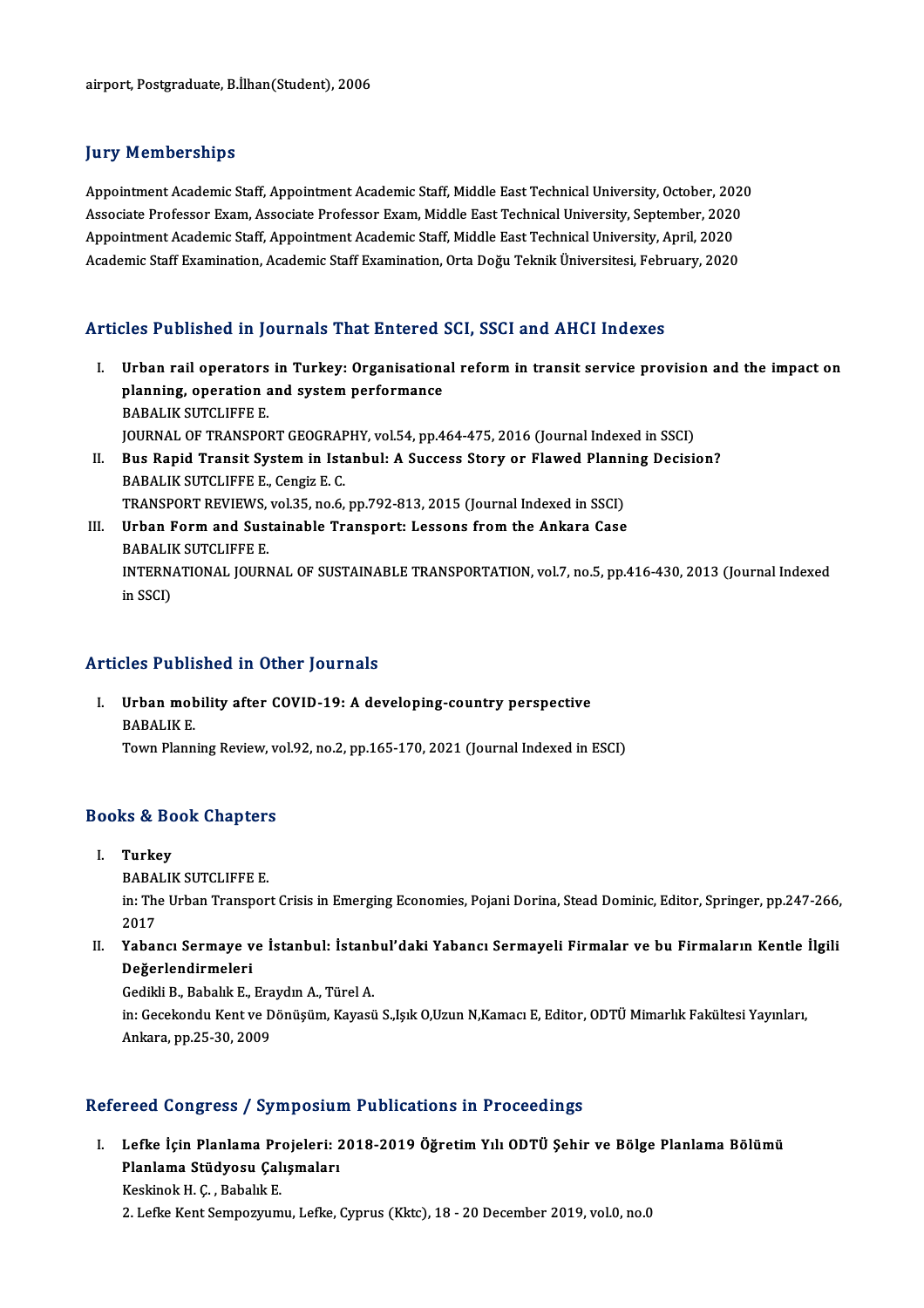airport, Postgraduate, B.İlhan(Student), 2006

## Jury Memberships

Appointment Academic Staff, Appointment Academic Staff, Middle East Technical University, October, 2020
Associate Professor Exam, Associate Professor Exam, Middle East Technical University, September, 2020
Appointment Academic Staff, Appointment Academic Staff, Middle East Technical University, April, 2020
Academic Staff Examination, Academic Staff Examination, Orta Doğu Teknik Üniversitesi, February, 2020

## Articles Published in Journals That Entered SCI, SSCI and AHCI Indexes

I. **Urban rail operators in Turkey: Organisational reform in transit service provision and the impact on planning, operation and system performance**
BABALIK SUTCLIFFE E.
JOURNAL OF TRANSPORT GEOGRAPHY, vol.54, pp.464-475, 2016 (Journal Indexed in SSCI)

II. **Bus Rapid Transit System in Istanbul: A Success Story or Flawed Planning Decision?**
BABALIK SUTCLIFFE E., Cengiz E. C.
TRANSPORT REVIEWS, vol.35, no.6, pp.792-813, 2015 (Journal Indexed in SSCI)

III. **Urban Form and Sustainable Transport: Lessons from the Ankara Case**
BABALIK SUTCLIFFE E.
INTERNATIONAL JOURNAL OF SUSTAINABLE TRANSPORTATION, vol.7, no.5, pp.416-430, 2013 (Journal Indexed in SSCI)

## Articles Published in Other Journals

I. **Urban mobility after COVID-19: A developing-country perspective**
BABALIK E.
Town Planning Review, vol.92, no.2, pp.165-170, 2021 (Journal Indexed in ESCI)

## Books & Book Chapters

I. **Turkey**
BABALIK SUTCLIFFE E.
in: The Urban Transport Crisis in Emerging Economies, Pojani Dorina, Stead Dominic, Editor, Springer, pp.247-266, 2017

II. **Yabancı Sermaye ve İstanbul: İstanbul'daki Yabancı Sermayeli Firmalar ve bu Firmaların Kentle İlgili Değerlendirmeleri**
Gedikli B., Babalık E., Eraydın A., Türel A.
in: Gecekondu Kent ve Dönüşüm, Kayasü S.,Işık O,Uzun N,Kamacı E, Editor, ODTÜ Mimarlık Fakültesi Yayınları, Ankara, pp.25-30, 2009

## Refereed Congress / Symposium Publications in Proceedings

I. **Lefke İçin Planlama Projeleri: 2018-2019 Öğretim Yılı ODTÜ Şehir ve Bölge Planlama Bölümü Planlama Stüdyosu Çalışmaları**
Keskinok H. Ç. , Babalık E.
2. Lefke Kent Sempozyumu, Lefke, Cyprus (Kktc), 18 - 20 December 2019, vol.0, no.0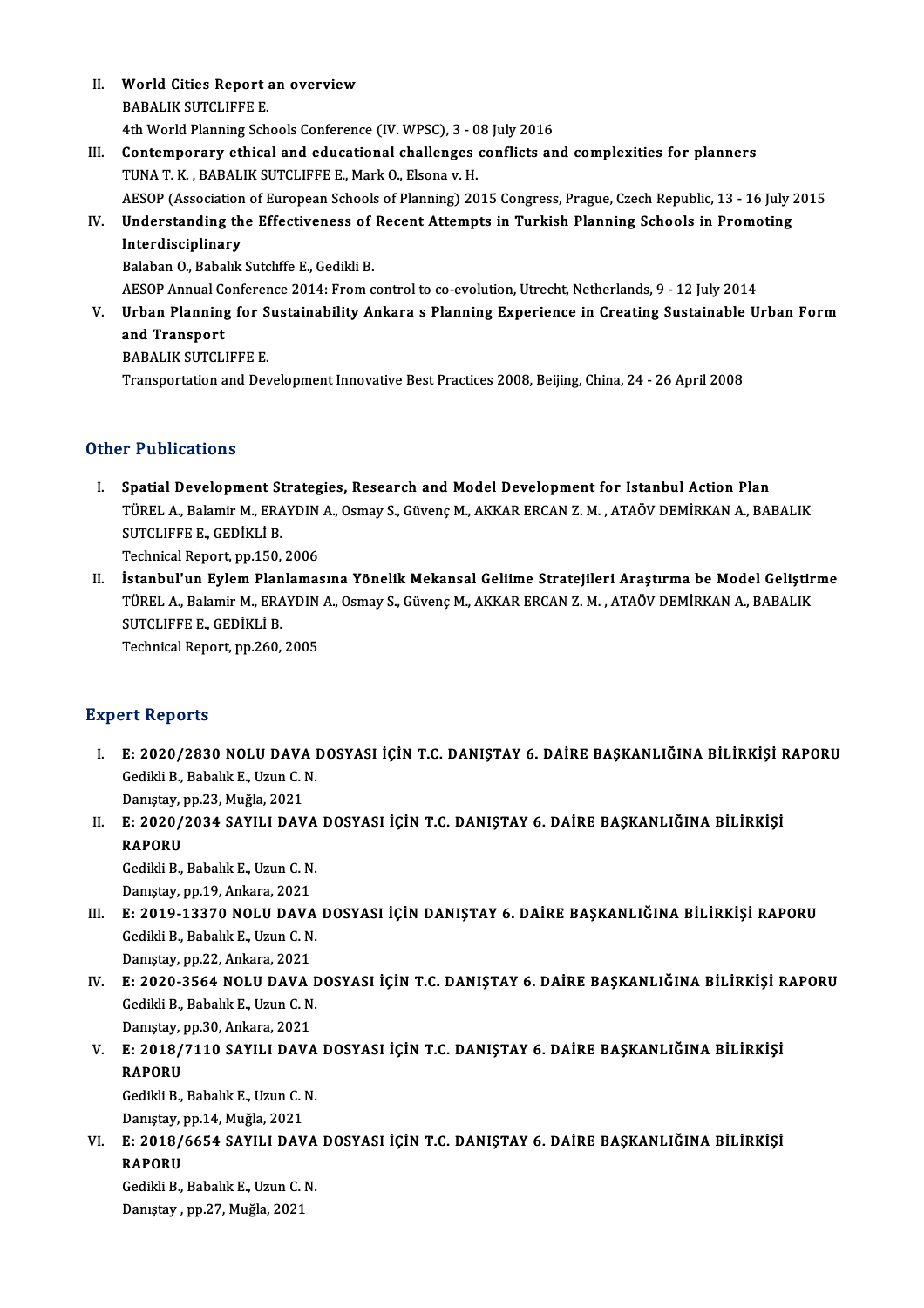II. **World Cities Report an overview**
BABALIK SUTCLIFFE E.
4th World Planning Schools Conference (IV. WPSC), 3 - 08 July 2016

III. **Contemporary ethical and educational challenges conflicts and complexities for planners**
TUNA T. K. , BABALIK SUTCLIFFE E., Mark O., Elsona v. H.
AESOP (Association of European Schools of Planning) 2015 Congress, Prague, Czech Republic, 13 - 16 July 2015

IV. **Understanding the Effectiveness of Recent Attempts in Turkish Planning Schools in Promoting Interdisciplinary**
Balaban O., Babalık Sutclıffe E., Gedikli B.
AESOP Annual Conference 2014: From control to co-evolution, Utrecht, Netherlands, 9 - 12 July 2014

V. **Urban Planning for Sustainability Ankara s Planning Experience in Creating Sustainable Urban Form and Transport**
BABALIK SUTCLIFFE E.
Transportation and Development Innovative Best Practices 2008, Beijing, China, 24 - 26 April 2008

## Other Publications

I. **Spatial Development Strategies, Research and Model Development for Istanbul Action Plan**
TÜREL A., Balamir M., ERAYDIN A., Osmay S., Güvenç M., AKKAR ERCAN Z. M. , ATAÖV DEMİRKAN A., BABALIK SUTCLIFFE E., GEDİKLİ B.
Technical Report, pp.150, 2006

II. **İstanbul'un Eylem Planlamasına Yönelik Mekansal Geliime Stratejileri Araştırma be Model Geliştirme**
TÜREL A., Balamir M., ERAYDIN A., Osmay S., Güvenç M., AKKAR ERCAN Z. M. , ATAÖV DEMİRKAN A., BABALIK SUTCLIFFE E., GEDİKLİ B.
Technical Report, pp.260, 2005

## Expert Reports

I. **E: 2020/2830 NOLU DAVA DOSYASI İÇİN T.C. DANIŞTAY 6. DAİRE BAŞKANLIĞINA BİLİRKİŞİ RAPORU**
Gedikli B., Babalık E., Uzun C. N.
Danıştay, pp.23, Muğla, 2021

II. **E: 2020/2034 SAYILI DAVA DOSYASI İÇİN T.C. DANIŞTAY 6. DAİRE BAŞKANLIĞINA BİLİRKİŞİ RAPORU**
Gedikli B., Babalık E., Uzun C. N.
Danıştay, pp.19, Ankara, 2021

III. **E: 2019-13370 NOLU DAVA DOSYASI İÇİN DANIŞTAY 6. DAİRE BAŞKANLIĞINA BİLİRKİŞİ RAPORU**
Gedikli B., Babalık E., Uzun C. N.
Danıştay, pp.22, Ankara, 2021

IV. **E: 2020-3564 NOLU DAVA DOSYASI İÇİN T.C. DANIŞTAY 6. DAİRE BAŞKANLIĞINA BİLİRKİŞİ RAPORU**
Gedikli B., Babalık E., Uzun C. N.
Danıştay, pp.30, Ankara, 2021

V. **E: 2018/7110 SAYILI DAVA DOSYASI İÇİN T.C. DANIŞTAY 6. DAİRE BAŞKANLIĞINA BİLİRKİŞİ RAPORU**
Gedikli B., Babalık E., Uzun C. N.
Danıştay, pp.14, Muğla, 2021

VI. **E: 2018/6654 SAYILI DAVA DOSYASI İÇİN T.C. DANIŞTAY 6. DAİRE BAŞKANLIĞINA BİLİRKİŞİ RAPORU**
Gedikli B., Babalık E., Uzun C. N.
Danıştay , pp.27, Muğla, 2021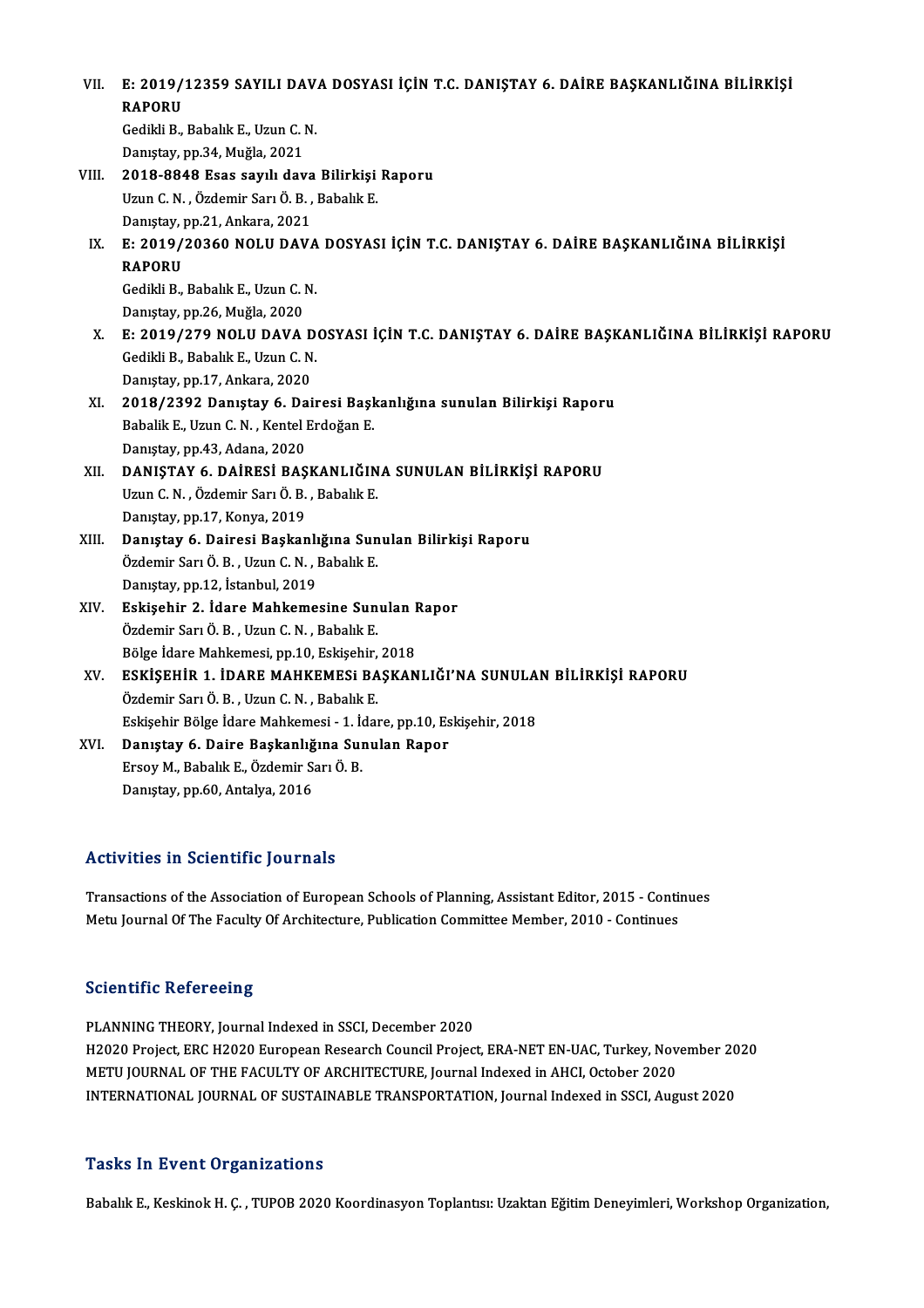VII. **E: 2019/12359 SAYILI DAVA DOSYASI İÇİN T.C. DANIŞTAY 6. DAİRE BAŞKANLIĞINA BİLİRKİŞİ RAPORU**
Gedikli B., Babalık E., Uzun C. N.
Danıştay, pp.34, Muğla, 2021

VIII. **2018-8848 Esas sayılı dava Bilirkişi Raporu**
Uzun C. N. , Özdemir Sarı Ö. B. , Babalık E.
Danıştay, pp.21, Ankara, 2021

IX. **E: 2019/20360 NOLU DAVA DOSYASI İÇİN T.C. DANIŞTAY 6. DAİRE BAŞKANLIĞINA BİLİRKİŞİ RAPORU**
Gedikli B., Babalık E., Uzun C. N.
Danıştay, pp.26, Muğla, 2020

X. **E: 2019/279 NOLU DAVA DOSYASI İÇİN T.C. DANIŞTAY 6. DAİRE BAŞKANLIĞINA BİLİRKİŞİ RAPORU**
Gedikli B., Babalık E., Uzun C. N.
Danıştay, pp.17, Ankara, 2020

XI. **2018/2392 Danıştay 6. Dairesi Başkanlığına sunulan Bilirkişi Raporu**
Babalik E., Uzun C. N. , Kentel Erdoğan E.
Danıştay, pp.43, Adana, 2020

XII. **DANIŞTAY 6. DAİRESİ BAŞKANLIĞINA SUNULAN BİLİRKİŞİ RAPORU**
Uzun C. N. , Özdemir Sarı Ö. B. , Babalık E.
Danıştay, pp.17, Konya, 2019

XIII. **Danıştay 6. Dairesi Başkanlığına Sunulan Bilirkişi Raporu**
Özdemir Sarı Ö. B. , Uzun C. N. , Babalık E.
Danıştay, pp.12, İstanbul, 2019

XIV. **Eskişehir 2. İdare Mahkemesine Sunulan Rapor**
Özdemir Sarı Ö. B. , Uzun C. N. , Babalık E.
Bölge İdare Mahkemesi, pp.10, Eskişehir, 2018

XV. **ESKİŞEHİR 1. İDARE MAHKEMESi BAŞKANLIĞI'NA SUNULAN BİLİRKİŞİ RAPORU**
Özdemir Sarı Ö. B. , Uzun C. N. , Babalık E.
Eskişehir Bölge İdare Mahkemesi - 1. İdare, pp.10, Eskişehir, 2018

XVI. **Danıştay 6. Daire Başkanlığına Sunulan Rapor**
Ersoy M., Babalık E., Özdemir Sarı Ö. B.
Danıştay, pp.60, Antalya, 2016

## Activities in Scientific Journals

Transactions of the Association of European Schools of Planning, Assistant Editor, 2015 - Continues
Metu Journal Of The Faculty Of Architecture, Publication Committee Member, 2010 - Continues

## Scientific Refereeing

PLANNING THEORY, Journal Indexed in SSCI, December 2020
H2020 Project, ERC H2020 European Research Council Project, ERA-NET EN-UAC, Turkey, November 2020
METU JOURNAL OF THE FACULTY OF ARCHITECTURE, Journal Indexed in AHCI, October 2020
INTERNATIONAL JOURNAL OF SUSTAINABLE TRANSPORTATION, Journal Indexed in SSCI, August 2020

## Tasks In Event Organizations

Babalık E., Keskinok H. Ç. , TUPOB 2020 Koordinasyon Toplantısı: Uzaktan Eğitim Deneyimleri, Workshop Organization,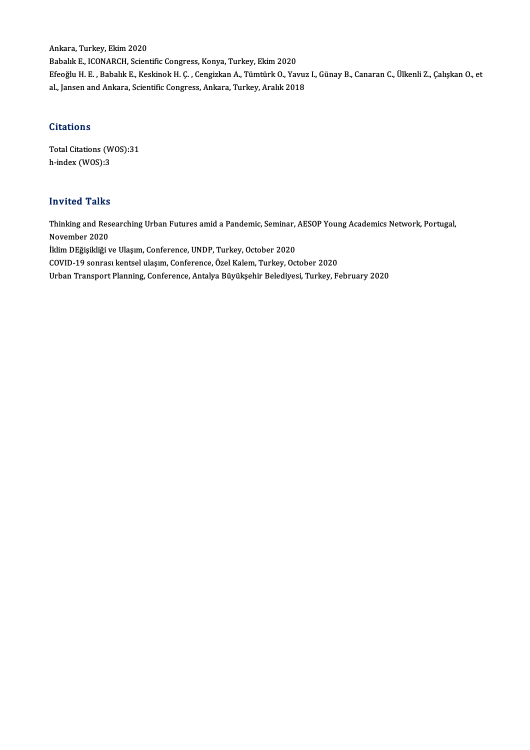Ankara, Turkey, Ekim 2020

Babalık E., ICONARCH, Scientific Congress, Konya, Turkey, Ekim 2020

Efeoğlu H. E. , Babalık E., Keskinok H. Ç. , Cengizkan A., Tümtürk O., Yavuz I., Günay B., Canaran C., Ülkenli Z., Çalışkan O., et al., Jansen and Ankara, Scientific Congress, Ankara, Turkey, Aralık 2018

## Citations

Total Citations (WOS):31

h-index (WOS):3

## Invited Talks

Thinking and Researching Urban Futures amid a Pandemic, Seminar, AESOP Young Academics Network, Portugal, November 2020

İklim DEğişikliği ve Ulaşım, Conference, UNDP, Turkey, October 2020

COVID-19 sonrası kentsel ulaşım, Conference, Özel Kalem, Turkey, October 2020

Urban Transport Planning, Conference, Antalya Büyükşehir Belediyesi, Turkey, February 2020